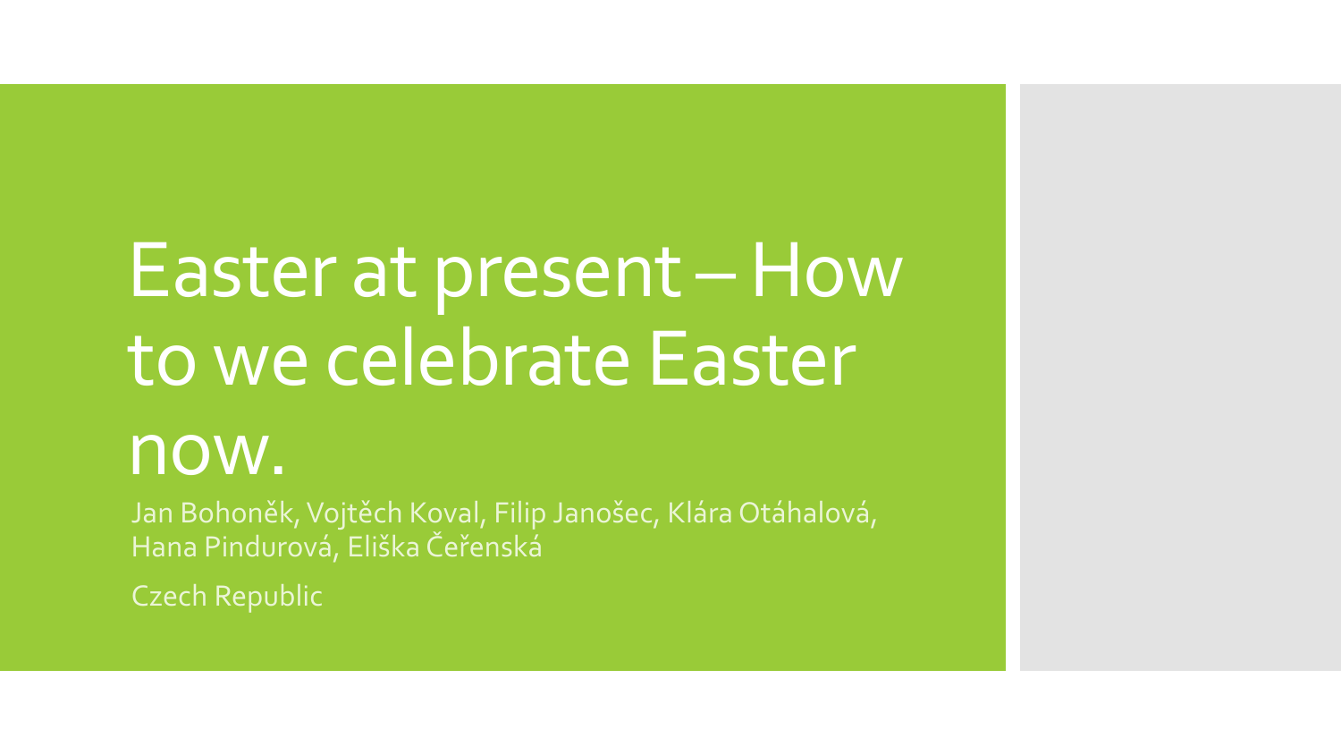# Easter at present – How to we celebrate Easter now.

Jan Bohoněk, Vojtěch Koval, Filip Janošec, Klára Otáhalová, Hana Pindurová, Eliška Čeřenská

Czech Republic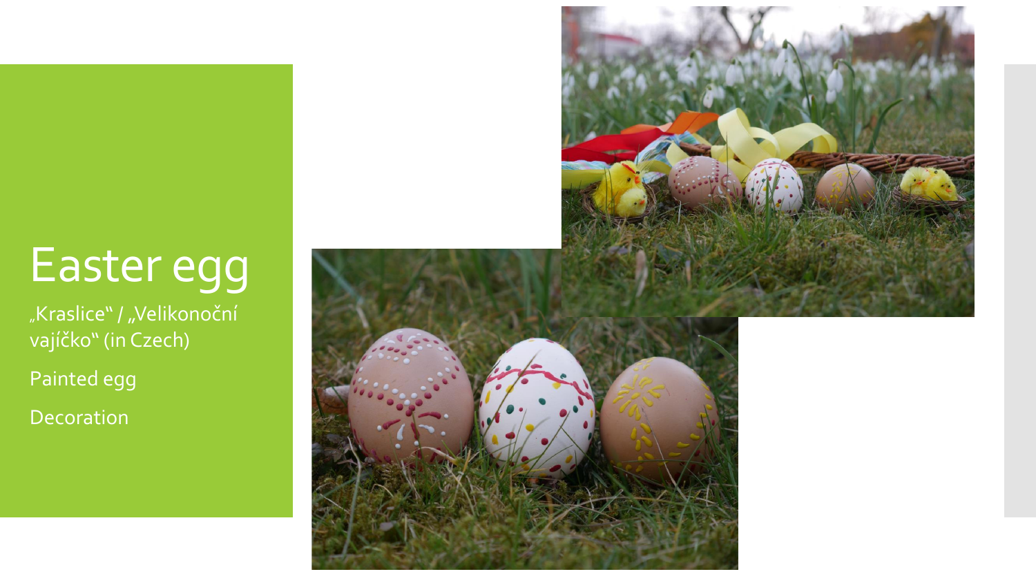# Easter egg

„Kraslice“ / „Velikonoční vajíčko“ (in Czech)

Painted egg

Decoration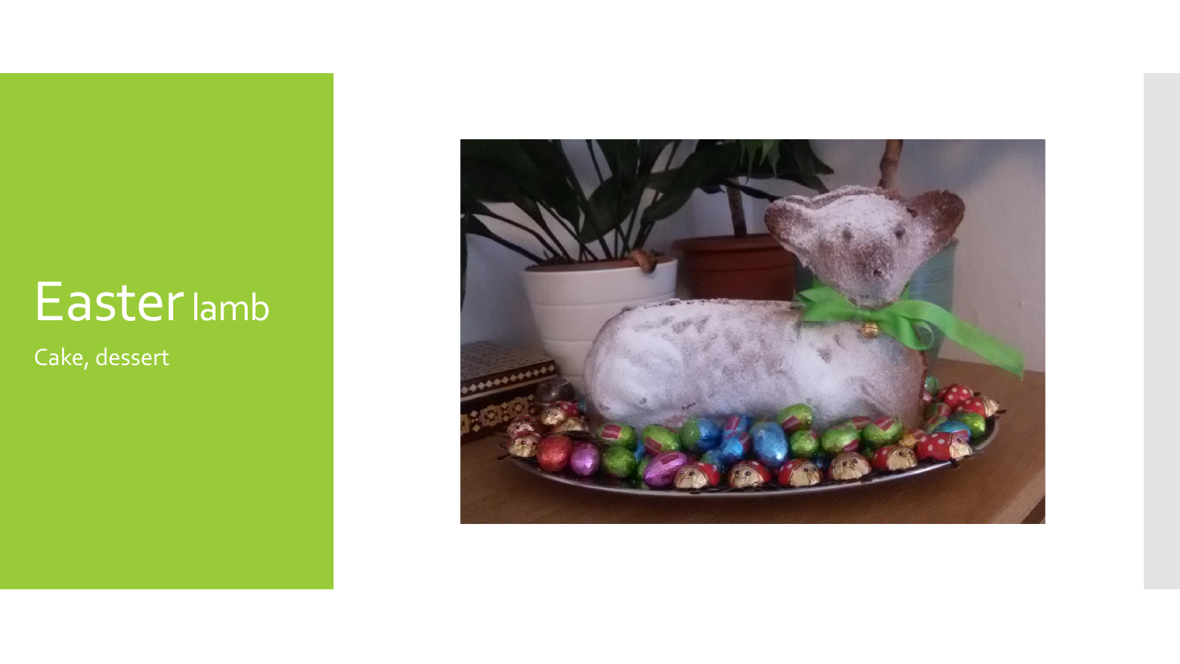# Easter lamb

Cake, dessert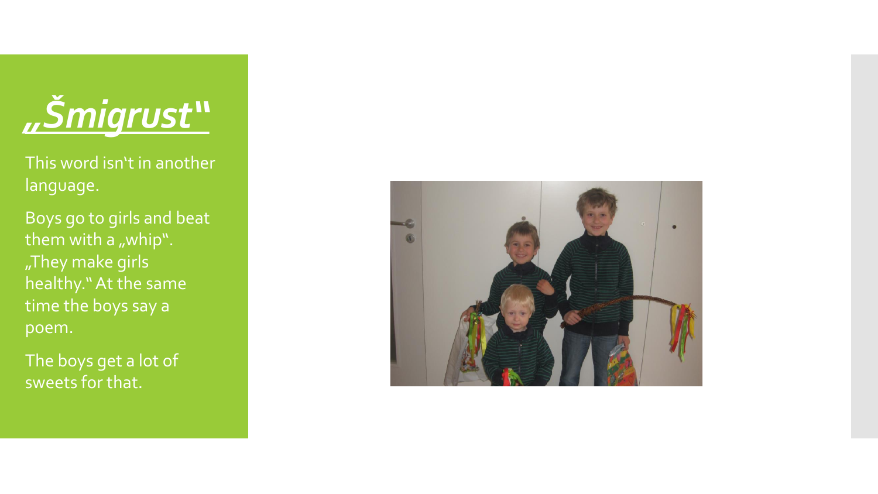# *„Šmigrust"*

This word isn't in another language.

Boys go to girls and beat them with a „whip". „They make girls healthy." At the same time the boys say a poem.

The boys get a lot of sweets for that.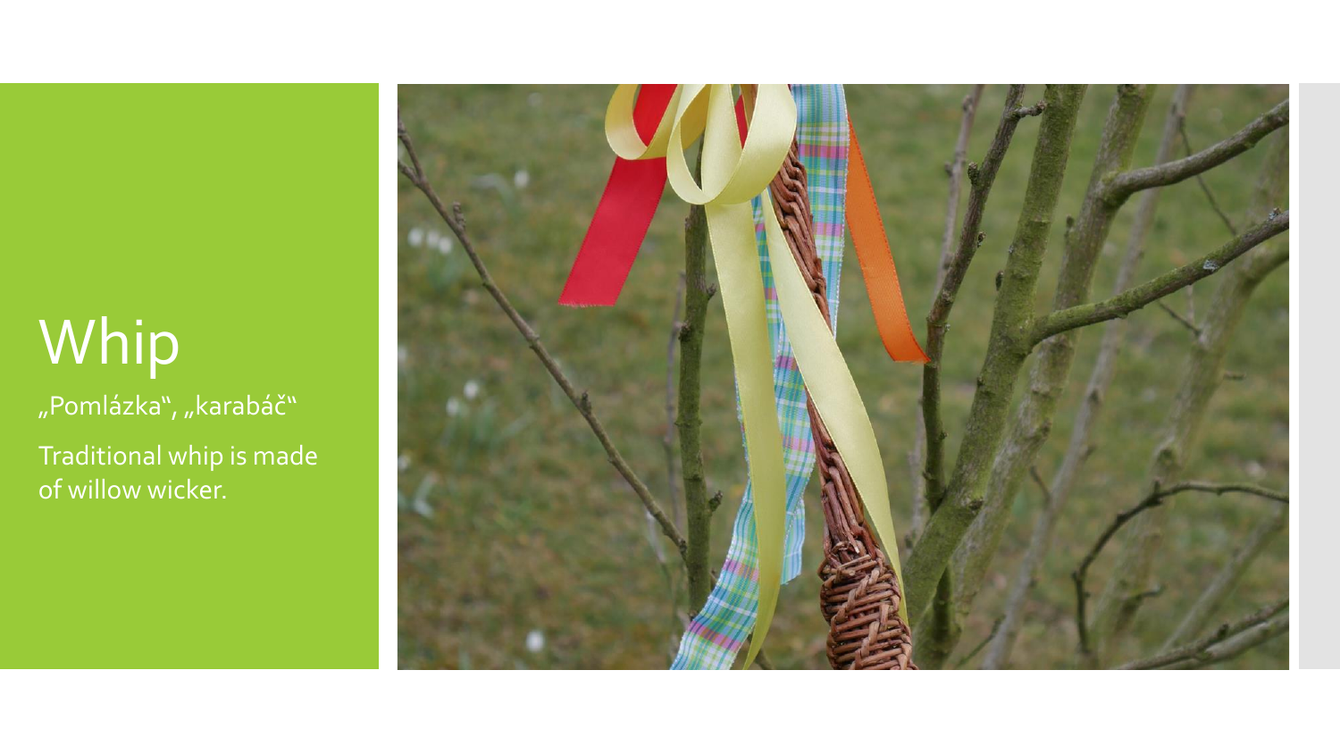# Whip

„Pomlázka“, „karabáč“

Traditional whip is made of willow wicker.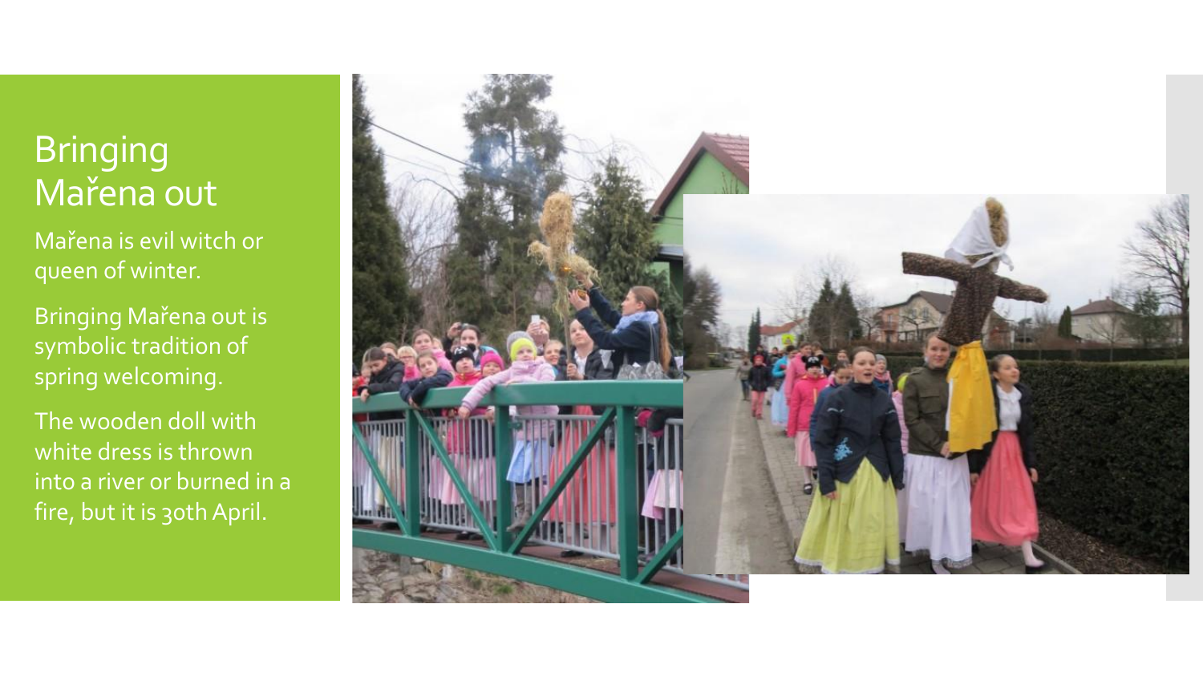# Bringing Mařena out

Mařena is evil witch or queen of winter.

Bringing Mařena out is symbolic tradition of spring welcoming.

The wooden doll with white dress is thrown into a river or burned in a fire, but it is 30th April.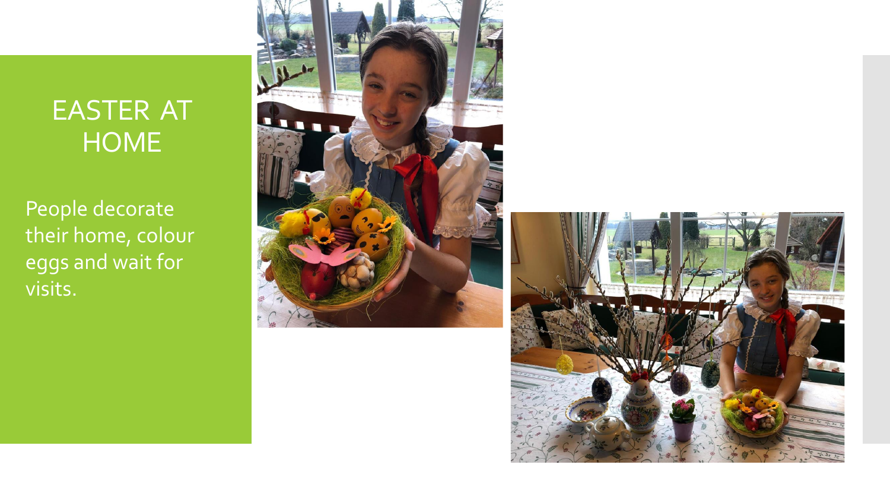# EASTER AT HOME

People decorate their home, colour eggs and wait for visits.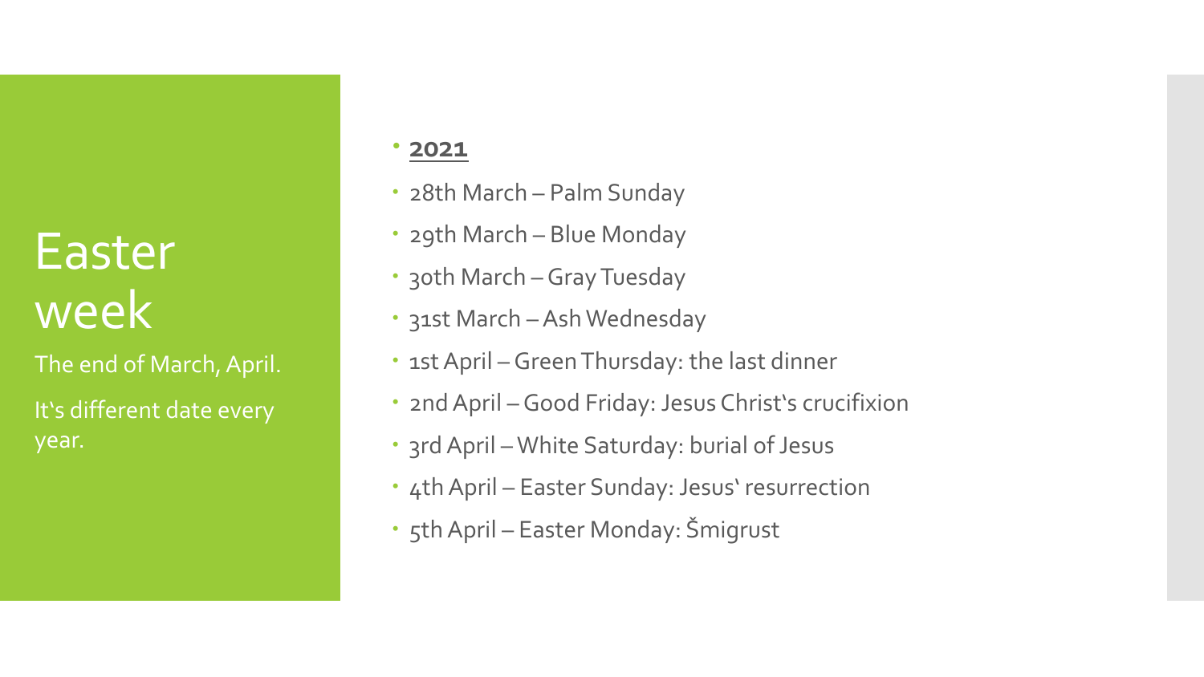# Easter week

The end of March, April.

It‘s different date every year.

- **2021**
- 28th March – Palm Sunday
- 29th March – Blue Monday
- 30th March – Gray Tuesday
- 31st March – Ash Wednesday
- 1st April – Green Thursday: the last dinner
- 2nd April – Good Friday: Jesus Christ‘s crucifixion
- 3rd April – White Saturday: burial of Jesus
- 4th April – Easter Sunday: Jesus‘ resurrection
- 5th April – Easter Monday: Šmigrust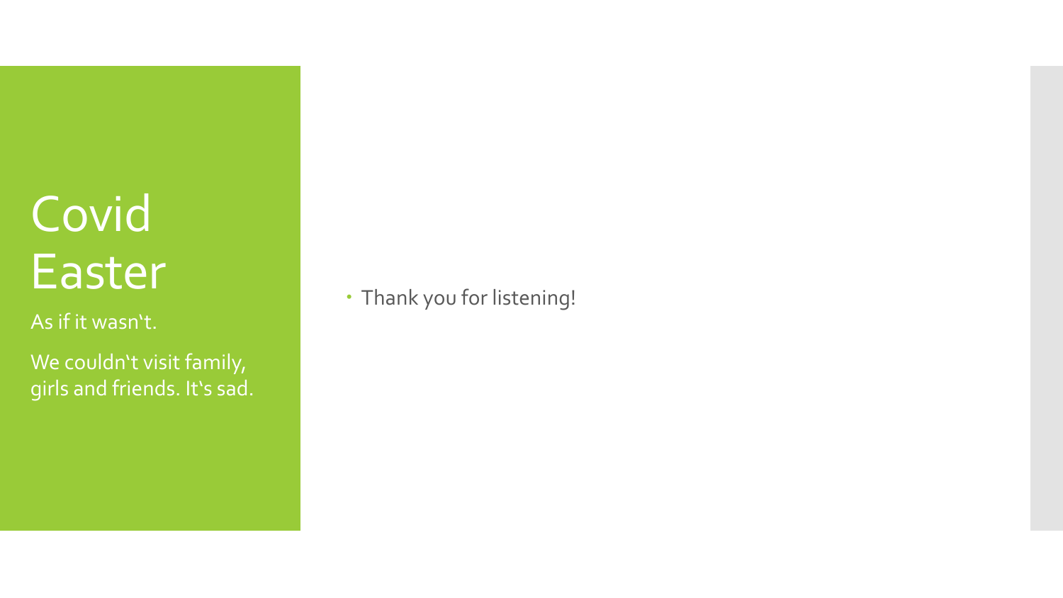# Covid Easter

As if it wasn‘t.

We couldn‘t visit family, girls and friends. It‘s sad.

- Thank you for listening!